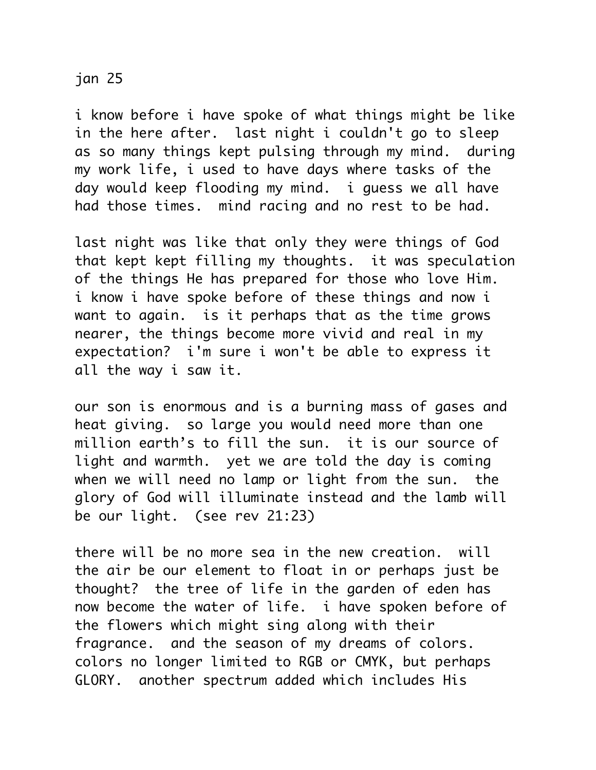jan 25

i know before i have spoke of what things might be like in the here after. last night i couldn't go to sleep as so many things kept pulsing through my mind. during my work life, i used to have days where tasks of the day would keep flooding my mind. i guess we all have had those times. mind racing and no rest to be had.

last night was like that only they were things of God that kept kept filling my thoughts. it was speculation of the things He has prepared for those who love Him. i know i have spoke before of these things and now i want to again. is it perhaps that as the time grows nearer, the things become more vivid and real in my expectation? i'm sure i won't be able to express it all the way i saw it.

our son is enormous and is a burning mass of gases and heat giving. so large you would need more than one million earth's to fill the sun. it is our source of light and warmth. yet we are told the day is coming when we will need no lamp or light from the sun. the glory of God will illuminate instead and the lamb will be our light. (see rev 21:23)

there will be no more sea in the new creation. will the air be our element to float in or perhaps just be thought? the tree of life in the garden of eden has now become the water of life. i have spoken before of the flowers which might sing along with their fragrance. and the season of my dreams of colors. colors no longer limited to RGB or CMYK, but perhaps GLORY. another spectrum added which includes His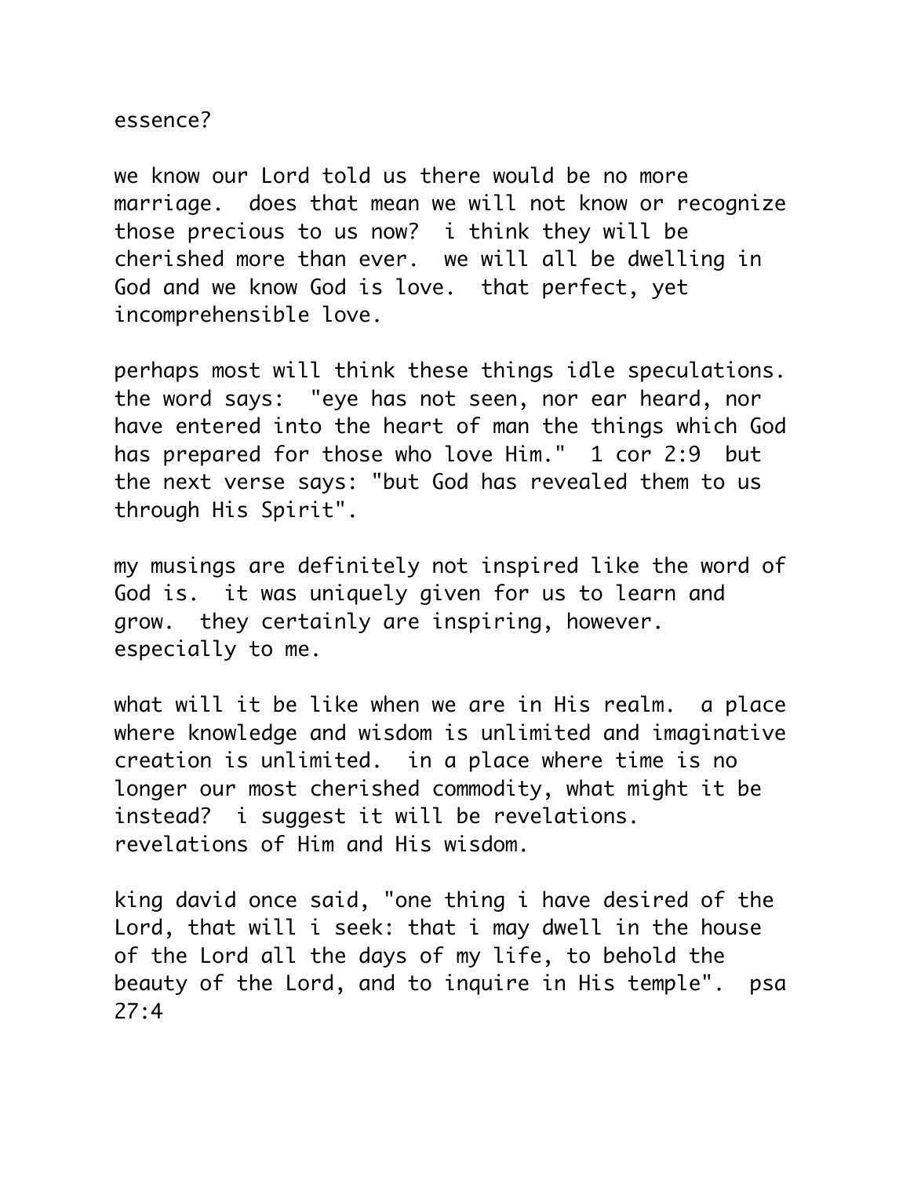essence?

we know our Lord told us there would be no more marriage. does that mean we will not know or recognize those precious to us now? i think they will be cherished more than ever. we will all be dwelling in God and we know God is love. that perfect, yet incomprehensible love.

perhaps most will think these things idle speculations. the word says: "eye has not seen, nor ear heard, nor have entered into the heart of man the things which God has prepared for those who love Him." 1 cor 2:9 but the next verse says: "but God has revealed them to us through His Spirit".

my musings are definitely not inspired like the word of God is. it was uniquely given for us to learn and grow. they certainly are inspiring, however. especially to me.

what will it be like when we are in His realm. a place where knowledge and wisdom is unlimited and imaginative creation is unlimited. in a place where time is no longer our most cherished commodity, what might it be instead? i suggest it will be revelations. revelations of Him and His wisdom.

king david once said, "one thing i have desired of the Lord, that will i seek: that i may dwell in the house of the Lord all the days of my life, to behold the beauty of the Lord, and to inquire in His temple". psa 27:4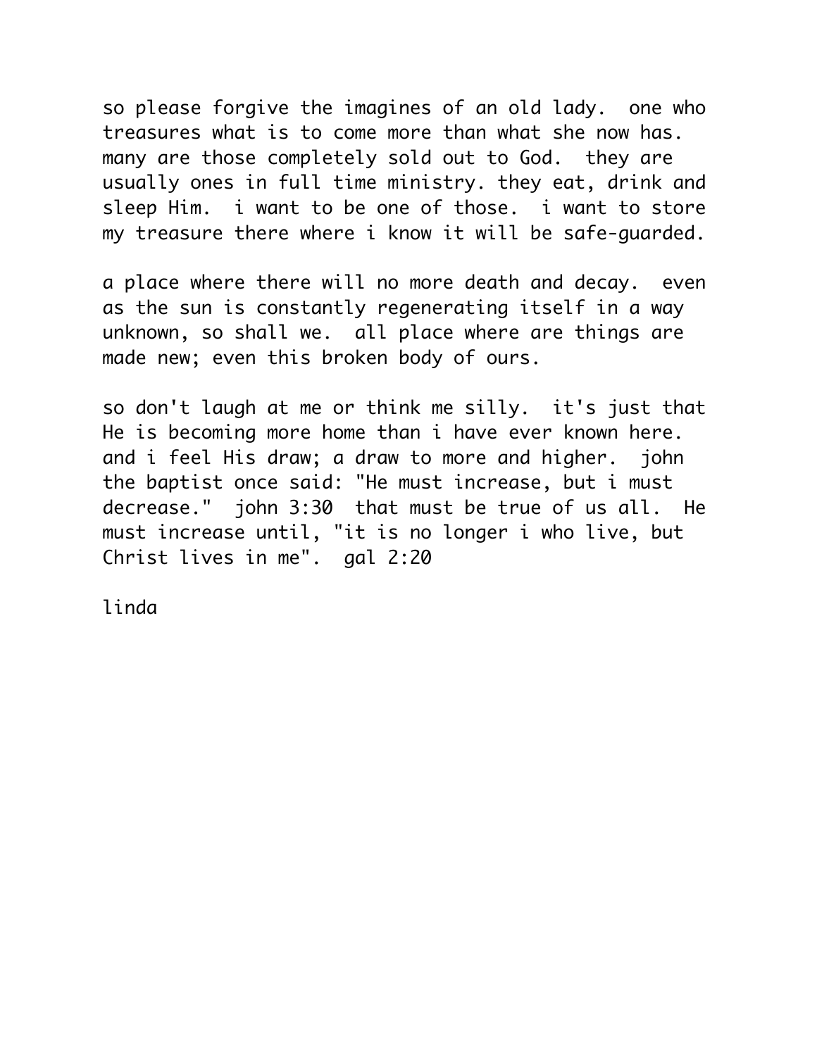so please forgive the imagines of an old lady. one who treasures what is to come more than what she now has. many are those completely sold out to God. they are usually ones in full time ministry. they eat, drink and sleep Him. i want to be one of those. i want to store my treasure there where i know it will be safe-guarded.

a place where there will no more death and decay. even as the sun is constantly regenerating itself in a way unknown, so shall we. all place where are things are made new; even this broken body of ours.

so don't laugh at me or think me silly. it's just that He is becoming more home than i have ever known here. and i feel His draw; a draw to more and higher. john the baptist once said: "He must increase, but i must decrease." john 3:30 that must be true of us all. He must increase until, "it is no longer i who live, but Christ lives in me". gal 2:20

linda